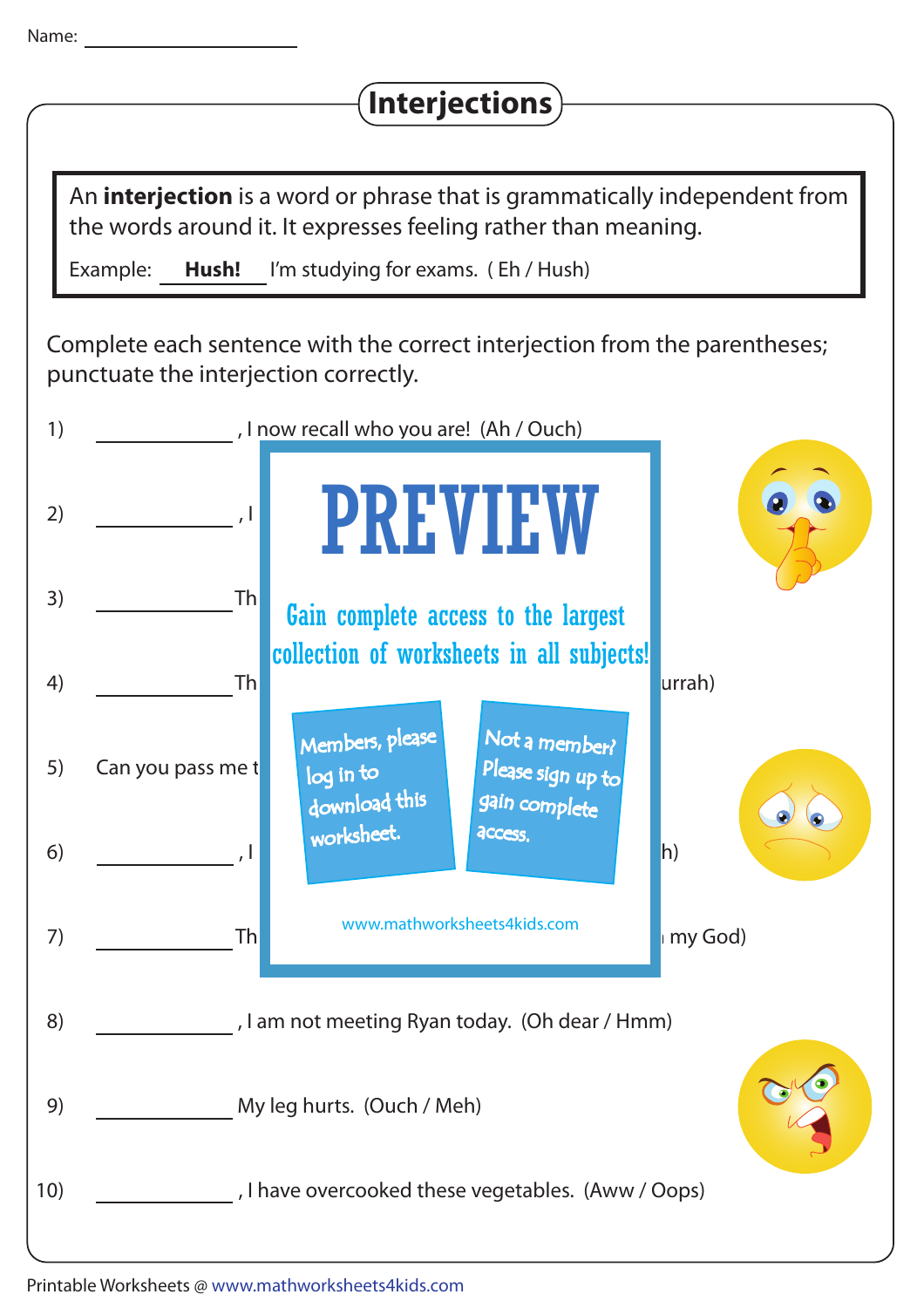Name: ____________________

# Interjections

An **interjection** is a word or phrase that is grammatically independent from the words around it. It expresses feeling rather than meaning.

Example: **Hush!** I'm studying for exams. ( Eh / Hush)

Complete each sentence with the correct interjection from the parentheses; punctuate the interjection correctly.

1) ____________, I now recall who you are! (Ah / Ouch)

2) ____________, I

3) ____________ Th

4) ____________ Th urrah)

5) Can you pass me t

6) ____________, I h)

7) ____________ Th my God)

8) ____________, I am not meeting Ryan today. (Oh dear / Hmm)

9) ____________ My leg hurts. (Ouch / Meh)

10) ____________, I have overcooked these vegetables. (Aww / Oops)

PREVIEW

Gain complete access to the largest collection of worksheets in all subjects!

Members, please log in to download this worksheet.

Not a member? Please sign up to gain complete access.

www.mathworksheets4kids.com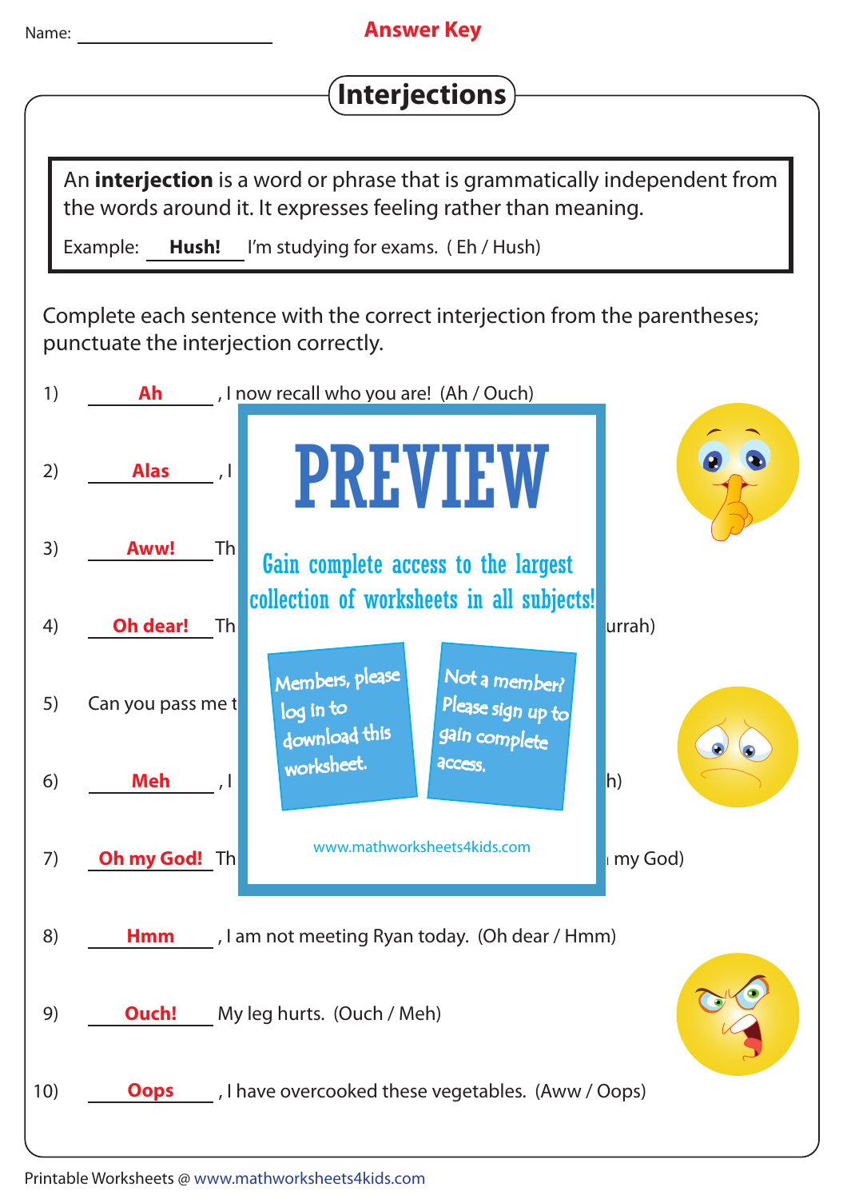Name: ____________________

**Answer Key**

# Interjections

An **interjection** is a word or phrase that is grammatically independent from the words around it. It expresses feeling rather than meaning.

Example: **Hush!** I'm studying for exams. ( Eh / Hush)

Complete each sentence with the correct interjection from the parentheses; punctuate the interjection correctly.

1) **Ah** , I now recall who you are! (Ah / Ouch)

2) **Alas** , I

3) **Aww!** Th

4) **Oh dear!** Th urrah)

5) Can you pass me t

6) **Meh** , I h)

7) **Oh my God!** Th my God)

8) **Hmm** , I am not meeting Ryan today. (Oh dear / Hmm)

9) **Ouch!** My leg hurts. (Ouch / Meh)

10) **Oops** , I have overcooked these vegetables. (Aww / Oops)

PREVIEW

Gain complete access to the largest collection of worksheets in all subjects!

Members, please log in to download this worksheet.

Not a member? Please sign up to gain complete access.

www.mathworksheets4kids.com

Printable Worksheets @ www.mathworksheets4kids.com